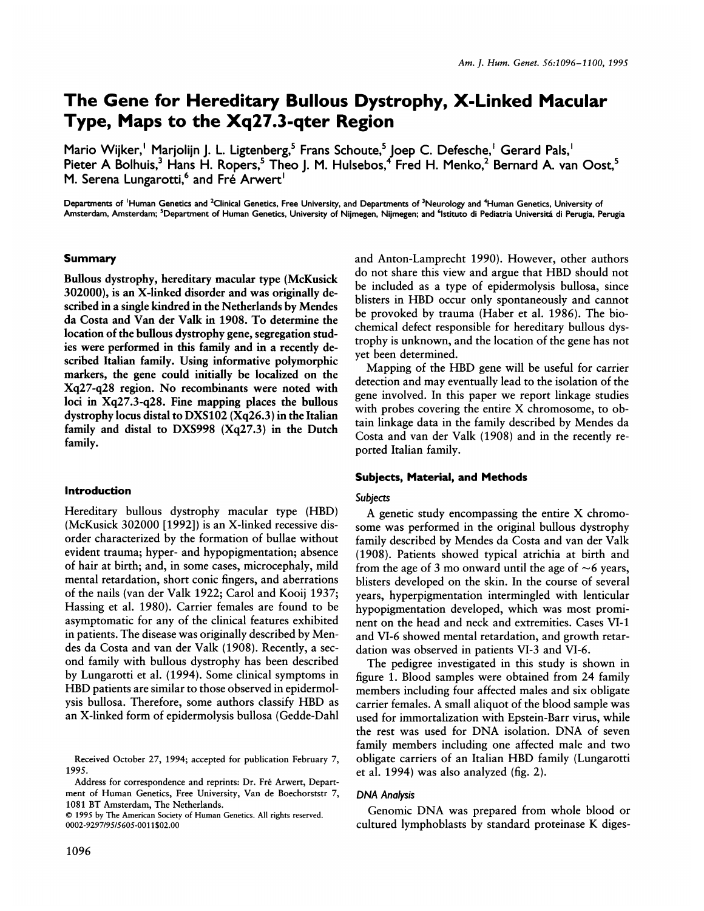# The Gene for Hereditary Bullous Dystrophy, X-Linked Macular Type, Maps to the Xq27.3-qter Region

Mario Wijker,[1] Marjolijn J. L. Ligtenberg,[5] Frans Schoute,[5] Joep C. Defesche,[1] Gerard Pals,[1] Pieter A Bolhuis,[3] Hans H. Ropers,[5] Theo J. M. Hulsebos,[4] Fred H. Menko,[2] Bernard A. van Oost,[5] M. Serena Lungarotti,[6] and Fré Arwert[1]

Departments of [1]Human Genetics and [2]Clinical Genetics, Free University, and Departments of [3]Neurology and [4]Human Genetics, University of Amsterdam, Amsterdam; [5]Department of Human Genetics, University of Nijmegen, Nijmegen; and [6]Istituto di Pediatria Universitá di Perugia, Perugia

## Summary

**Bullous dystrophy, hereditary macular type (McKusick 302000), is an X-linked disorder and was originally described in a single kindred in the Netherlands by Mendes da Costa and Van der Valk in 1908. To determine the location of the bullous dystrophy gene, segregation studies were performed in this family and in a recently described Italian family. Using informative polymorphic markers, the gene could initially be localized on the Xq27-q28 region. No recombinants were noted with loci in Xq27.3-q28. Fine mapping places the bullous dystrophy locus distal to DXS102 (Xq26.3) in the Italian family and distal to DXS998 (Xq27.3) in the Dutch family.**

## Introduction

Hereditary bullous dystrophy macular type (HBD) (McKusick 302000 [1992]) is an X-linked recessive disorder characterized by the formation of bullae without evident trauma; hyper- and hypopigmentation; absence of hair at birth; and, in some cases, microcephaly, mild mental retardation, short conic fingers, and aberrations of the nails (van der Valk 1922; Carol and Kooij 1937; Hassing et al. 1980). Carrier females are found to be asymptomatic for any of the clinical features exhibited in patients. The disease was originally described by Mendes da Costa and van der Valk (1908). Recently, a second family with bullous dystrophy has been described by Lungarotti et al. (1994). Some clinical symptoms in HBD patients are similar to those observed in epidermolysis bullosa. Therefore, some authors classify HBD as an X-linked form of epidermolysis bullosa (Gedde-Dahl and Anton-Lamprecht 1990). However, other authors do not share this view and argue that HBD should not be included as a type of epidermolysis bullosa, since blisters in HBD occur only spontaneously and cannot be provoked by trauma (Haber et al. 1986). The biochemical defect responsible for hereditary bullous dystrophy is unknown, and the location of the gene has not yet been determined.

Mapping of the HBD gene will be useful for carrier detection and may eventually lead to the isolation of the gene involved. In this paper we report linkage studies with probes covering the entire X chromosome, to obtain linkage data in the family described by Mendes da Costa and van der Valk (1908) and in the recently reported Italian family.

Received October 27, 1994; accepted for publication February 7, 1995.

Address for correspondence and reprints: Dr. Fré Arwert, Department of Human Genetics, Free University, Van de Boechorststr 7, 1081 BT Amsterdam, The Netherlands.

© 1995 by The American Society of Human Genetics. All rights reserved. 0002-9297/95/5605-0011$02.00

## Subjects, Material, and Methods

### Subjects

A genetic study encompassing the entire X chromosome was performed in the original bullous dystrophy family described by Mendes da Costa and van der Valk (1908). Patients showed typical atrichia at birth and from the age of 3 mo onward until the age of ~6 years, blisters developed on the skin. In the course of several years, hyperpigmentation intermingled with lenticular hypopigmentation developed, which was most prominent on the head and neck and extremities. Cases VI-1 and VI-6 showed mental retardation, and growth retardation was observed in patients VI-3 and VI-6.

The pedigree investigated in this study is shown in figure 1. Blood samples were obtained from 24 family members including four affected males and six obligate carrier females. A small aliquot of the blood sample was used for immortalization with Epstein-Barr virus, while the rest was used for DNA isolation. DNA of seven family members including one affected male and two obligate carriers of an Italian HBD family (Lungarotti et al. 1994) was also analyzed (fig. 2).

### DNA Analysis

Genomic DNA was prepared from whole blood or cultured lymphoblasts by standard proteinase K diges-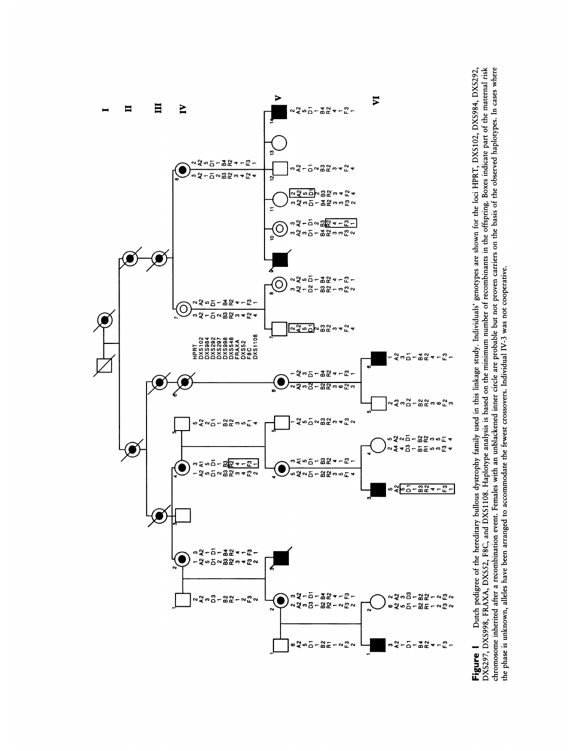**Figure 1** Dutch pedigree of the hereditary bullous dystrophy family used in this linkage study. Individuals' genotypes are shown for the loci HPRT, DXS102, DXS984, DXS292, DXS297, DXS998, FRAXA, DXS52, F8C, and DXS1108. Haplotype analysis is based on the minimum number of recombinants in the offspring. Boxes indicate part of the maternal risk chromosome inherited after a recombination event. Females with an unblackened inner circle are probable but not proven carriers on the basis of the observed haplotypes. In cases where the phase is unknown, alleles have been arranged to accommodate the fewest crossovers. Individual IV-3 was not cooperative.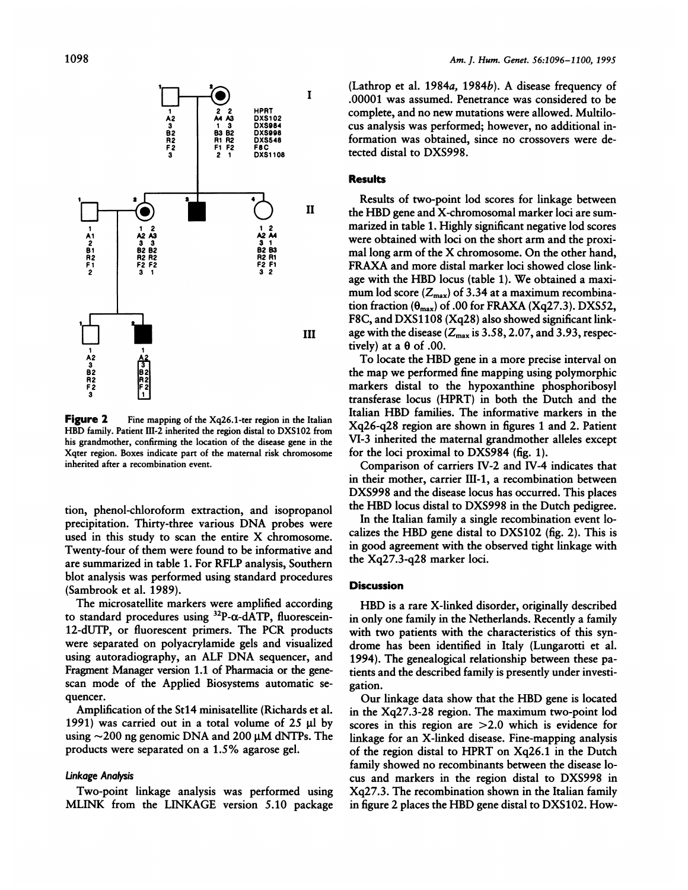**Figure 2** Fine mapping of the Xq26.1-ter region in the Italian HBD family. Patient III-2 inherited the region distal to DXS102 from his grandmother, confirming the location of the disease gene in the Xqter region. Boxes indicate part of the maternal risk chromosome inherited after a recombination event.

tion, phenol-chloroform extraction, and isopropanol precipitation. Thirty-three various DNA probes were used in this study to scan the entire X chromosome. Twenty-four of them were found to be informative and are summarized in table 1. For RFLP analysis, Southern blot analysis was performed using standard procedures (Sambrook et al. 1989).

The microsatellite markers were amplified according to standard procedures using $^{32}$P-α-dATP, fluorescein-12-dUTP, or fluorescent primers. The PCR products were separated on polyacrylamide gels and visualized using autoradiography, an ALF DNA sequencer, and Fragment Manager version 1.1 of Pharmacia or the genescan mode of the Applied Biosystems automatic sequencer.

Amplification of the St14 minisatellite (Richards et al. 1991) was carried out in a total volume of 25 μl by using ~200 ng genomic DNA and 200 μM dNTPs. The products were separated on a 1.5% agarose gel.

### Linkage Analysis

Two-point linkage analysis was performed using MLINK from the LINKAGE version 5.10 package (Lathrop et al. 1984*a*, 1984*b*). A disease frequency of .00001 was assumed. Penetrance was considered to be complete, and no new mutations were allowed. Multilocus analysis was performed; however, no additional information was obtained, since no crossovers were detected distal to DXS998.

## Results

Results of two-point lod scores for linkage between the HBD gene and X-chromosomal marker loci are summarized in table 1. Highly significant negative lod scores were obtained with loci on the short arm and the proximal long arm of the X chromosome. On the other hand, FRAXA and more distal marker loci showed close linkage with the HBD locus (table 1). We obtained a maximum lod score ($Z_{max}$) of 3.34 at a maximum recombination fraction ($\theta_{max}$) of .00 for FRAXA (Xq27.3). DXS52, F8C, and DXS1108 (Xq28) also showed significant linkage with the disease ($Z_{max}$ is 3.58, 2.07, and 3.93, respectively) at a $\theta$ of .00.

To locate the HBD gene in a more precise interval on the map we performed fine mapping using polymorphic markers distal to the hypoxanthine phosphoribosyl transferase locus (HPRT) in both the Dutch and the Italian HBD families. The informative markers in the Xq26-q28 region are shown in figures 1 and 2. Patient VI-3 inherited the maternal grandmother alleles except for the loci proximal to DXS984 (fig. 1).

Comparison of carriers IV-2 and IV-4 indicates that in their mother, carrier III-1, a recombination between DXS998 and the disease locus has occurred. This places the HBD locus distal to DXS998 in the Dutch pedigree.

In the Italian family a single recombination event localizes the HBD gene distal to DXS102 (fig. 2). This is in good agreement with the observed tight linkage with the Xq27.3-q28 marker loci.

## Discussion

HBD is a rare X-linked disorder, originally described in only one family in the Netherlands. Recently a family with two patients with the characteristics of this syndrome has been identified in Italy (Lungarotti et al. 1994). The genealogical relationship between these patients and the described family is presently under investigation.

Our linkage data show that the HBD gene is located in the Xq27.3-28 region. The maximum two-point lod scores in this region are >2.0 which is evidence for linkage for an X-linked disease. Fine-mapping analysis of the region distal to HPRT on Xq26.1 in the Dutch family showed no recombinants between the disease locus and markers in the region distal to DXS998 in Xq27.3. The recombination shown in the Italian family in figure 2 places the HBD gene distal to DXS102. How-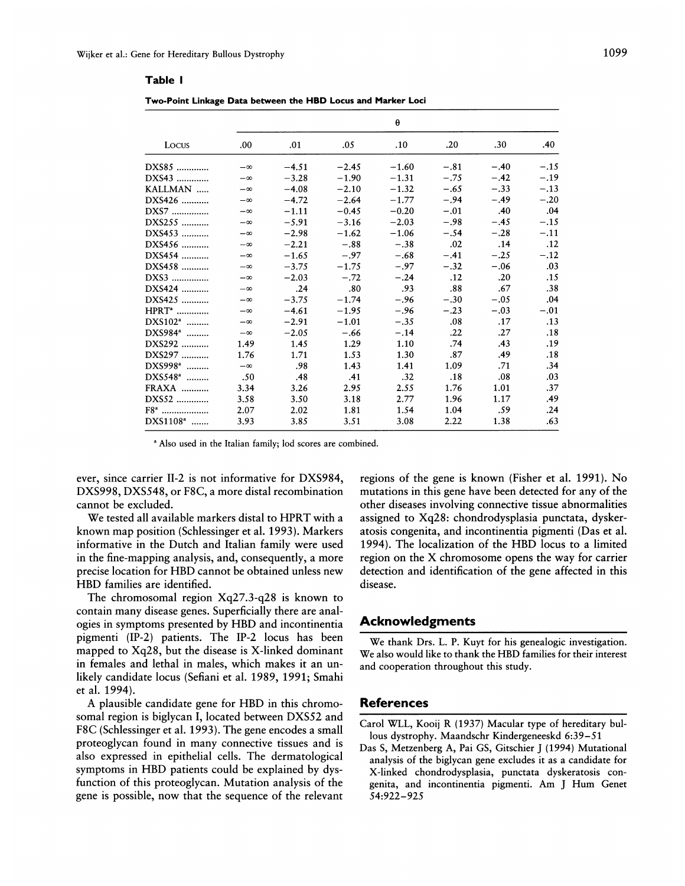**Table 1**

**Two-Point Linkage Data between the HBD Locus and Marker Loci**

| Locus | θ | | | | | | |
|---|---|---|---|---|---|---|---|
| | .00 | .01 | .05 | .10 | .20 | .30 | .40 |
| DXS85 | −∞ | −4.51 | −2.45 | −1.60 | −.81 | −.40 | −.15 |
| DXS43 | −∞ | −3.28 | −1.90 | −1.31 | −.75 | −.42 | −.19 |
| KALLMAN | −∞ | −4.08 | −2.10 | −1.32 | −.65 | −.33 | −.13 |
| DXS426 | −∞ | −4.72 | −2.64 | −1.77 | −.94 | −.49 | −.20 |
| DXS7 | −∞ | −1.11 | −0.45 | −0.20 | −.01 | .40 | .04 |
| DXS255 | −∞ | −5.91 | −3.16 | −2.03 | −.98 | −.45 | −.15 |
| DXS453 | −∞ | −2.98 | −1.62 | −1.06 | −.54 | −.28 | −.11 |
| DXS456 | −∞ | −2.21 | −.88 | −.38 | .02 | .14 | .12 |
| DXS454 | −∞ | −1.65 | −.97 | −.68 | −.41 | −.25 | −.12 |
| DXS458 | −∞ | −3.75 | −1.75 | −.97 | −.32 | −.06 | .03 |
| DXS3 | −∞ | −2.03 | −.72 | −.24 | .12 | .20 | .15 |
| DXS424 | −∞ | .24 | .80 | .93 | .88 | .67 | .38 |
| DXS425 | −∞ | −3.75 | −1.74 | −.96 | −.30 | −.05 | .04 |
| HPRT[a] | −∞ | −4.61 | −1.95 | −.96 | −.23 | −.03 | −.01 |
| DXS102[a] | −∞ | −2.91 | −1.01 | −.35 | .08 | .17 | .13 |
| DXS984[a] | −∞ | −2.05 | −.66 | −.14 | .22 | .27 | .18 |
| DXS292 | 1.49 | 1.45 | 1.29 | 1.10 | .74 | .43 | .19 |
| DXS297 | 1.76 | 1.71 | 1.53 | 1.30 | .87 | .49 | .18 |
| DXS998[a] | −∞ | .98 | 1.43 | 1.41 | 1.09 | .71 | .34 |
| DXS548[a] | .50 | .48 | .41 | .32 | .18 | .08 | .03 |
| FRAXA | 3.34 | 3.26 | 2.95 | 2.55 | 1.76 | 1.01 | .37 |
| DXS52 | 3.58 | 3.50 | 3.18 | 2.77 | 1.96 | 1.17 | .49 |
| F8[a] | 2.07 | 2.02 | 1.81 | 1.54 | 1.04 | .59 | .24 |
| DXS1108[a] | 3.93 | 3.85 | 3.51 | 3.08 | 2.22 | 1.38 | .63 |

[a] Also used in the Italian family; lod scores are combined.

ever, since carrier II-2 is not informative for DXS984, DXS998, DXS548, or F8C, a more distal recombination cannot be excluded.

We tested all available markers distal to HPRT with a known map position (Schlessinger et al. 1993). Markers informative in the Dutch and Italian family were used in the fine-mapping analysis, and, consequently, a more precise location for HBD cannot be obtained unless new HBD families are identified.

The chromosomal region Xq27.3-q28 is known to contain many disease genes. Superficially there are analogies in symptoms presented by HBD and incontinentia pigmenti (IP-2) patients. The IP-2 locus has been mapped to Xq28, but the disease is X-linked dominant in females and lethal in males, which makes it an unlikely candidate locus (Sefiani et al. 1989, 1991; Smahi et al. 1994).

A plausible candidate gene for HBD in this chromosomal region is biglycan I, located between DXS52 and F8C (Schlessinger et al. 1993). The gene encodes a small proteoglycan found in many connective tissues and is also expressed in epithelial cells. The dermatological symptoms in HBD patients could be explained by dysfunction of this proteoglycan. Mutation analysis of the gene is possible, now that the sequence of the relevant regions of the gene is known (Fisher et al. 1991). No mutations in this gene have been detected for any of the other diseases involving connective tissue abnormalities assigned to Xq28: chondrodysplasia punctata, dyskeratosis congenita, and incontinentia pigmenti (Das et al. 1994). The localization of the HBD locus to a limited region on the X chromosome opens the way for carrier detection and identification of the gene affected in this disease.

## Acknowledgments

We thank Drs. L. P. Kuyt for his genealogic investigation. We also would like to thank the HBD families for their interest and cooperation throughout this study.

## References

Carol WLL, Kooij R (1937) Macular type of hereditary bullous dystrophy. Maandschr Kindergeneeskd 6:39–51

Das S, Metzenberg A, Pai GS, Gitschier J (1994) Mutational analysis of the biglycan gene excludes it as a candidate for X-linked chondrodysplasia, punctata dyskeratosis congenita, and incontinentia pigmenti. Am J Hum Genet 54:922–925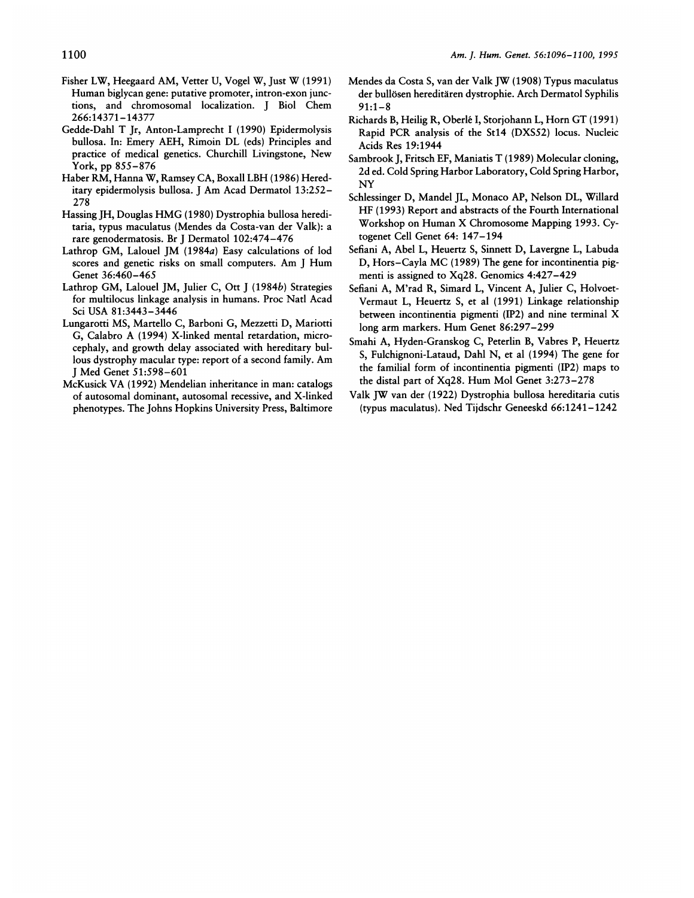Fisher LW, Heegaard AM, Vetter U, Vogel W, Just W (1991) Human biglycan gene: putative promoter, intron-exon junctions, and chromosomal localization. J Biol Chem 266:14371–14377

Gedde-Dahl T Jr, Anton-Lamprecht I (1990) Epidermolysis bullosa. In: Emery AEH, Rimoin DL (eds) Principles and practice of medical genetics. Churchill Livingstone, New York, pp 855–876

Haber RM, Hanna W, Ramsey CA, Boxall LBH (1986) Hereditary epidermolysis bullosa. J Am Acad Dermatol 13:252–278

Hassing JH, Douglas HMG (1980) Dystrophia bullosa hereditaria, typus maculatus (Mendes da Costa-van der Valk): a rare genodermatosis. Br J Dermatol 102:474–476

Lathrop GM, Lalouel JM (1984*a*) Easy calculations of lod scores and genetic risks on small computers. Am J Hum Genet 36:460–465

Lathrop GM, Lalouel JM, Julier C, Ott J (1984*b*) Strategies for multilocus linkage analysis in humans. Proc Natl Acad Sci USA 81:3443–3446

Lungarotti MS, Martello C, Barboni G, Mezzetti D, Mariotti G, Calabro A (1994) X-linked mental retardation, microcephaly, and growth delay associated with hereditary bullous dystrophy macular type: report of a second family. Am J Med Genet 51:598–601

McKusick VA (1992) Mendelian inheritance in man: catalogs of autosomal dominant, autosomal recessive, and X-linked phenotypes. The Johns Hopkins University Press, Baltimore

Mendes da Costa S, van der Valk JW (1908) Typus maculatus der bullösen hereditären dystrophie. Arch Dermatol Syphilis 91:1–8

Richards B, Heilig R, Oberlé I, Storjohann L, Horn GT (1991) Rapid PCR analysis of the St14 (DXS52) locus. Nucleic Acids Res 19:1944

Sambrook J, Fritsch EF, Maniatis T (1989) Molecular cloning, 2d ed. Cold Spring Harbor Laboratory, Cold Spring Harbor, NY

Schlessinger D, Mandel JL, Monaco AP, Nelson DL, Willard HF (1993) Report and abstracts of the Fourth International Workshop on Human X Chromosome Mapping 1993. Cytogenet Cell Genet 64: 147–194

Sefiani A, Abel L, Heuertz S, Sinnett D, Lavergne L, Labuda D, Hors–Cayla MC (1989) The gene for incontinentia pigmenti is assigned to Xq28. Genomics 4:427–429

Sefiani A, M'rad R, Simard L, Vincent A, Julier C, Holvoet-Vermaut L, Heuertz S, et al (1991) Linkage relationship between incontinentia pigmenti (IP2) and nine terminal X long arm markers. Hum Genet 86:297–299

Smahi A, Hyden-Granskog C, Peterlin B, Vabres P, Heuertz S, Fulchignoni-Lataud, Dahl N, et al (1994) The gene for the familial form of incontinentia pigmenti (IP2) maps to the distal part of Xq28. Hum Mol Genet 3:273–278

Valk JW van der (1922) Dystrophia bullosa hereditaria cutis (typus maculatus). Ned Tijdschr Geneeskd 66:1241–1242